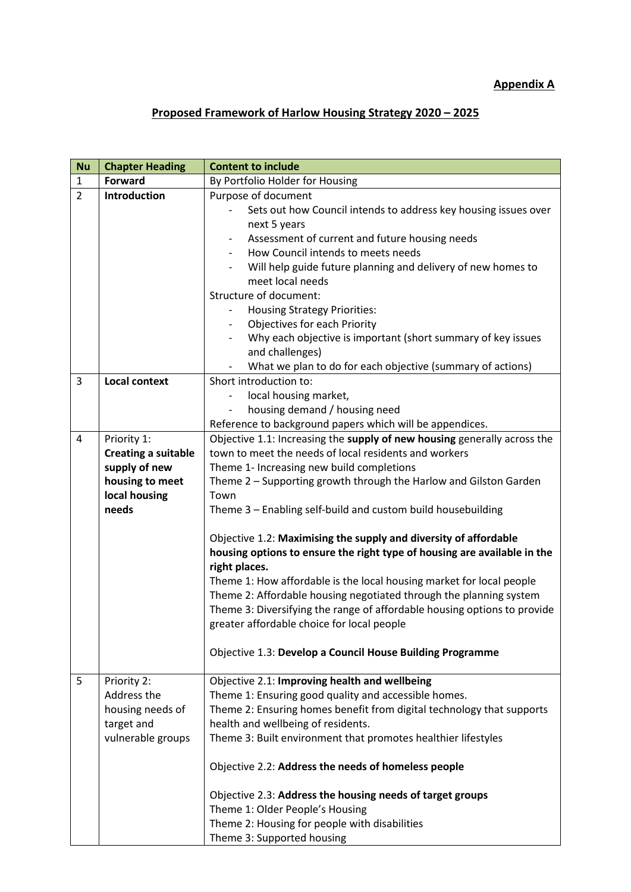**Appendix A**

**Proposed Framework of Harlow Housing Strategy 2020 – 2025**

| Nu | Chapter Heading | Content to include |
|---|---|---|
| 1 | **Forward** | By Portfolio Holder for Housing |
| 2 | **Introduction** | Purpose of document<br>- Sets out how Council intends to address key housing issues over next 5 years<br>- Assessment of current and future housing needs<br>- How Council intends to meets needs<br>- Will help guide future planning and delivery of new homes to meet local needs<br>Structure of document:<br>- Housing Strategy Priorities:<br>- Objectives for each Priority<br>- Why each objective is important (short summary of key issues and challenges)<br>- What we plan to do for each objective (summary of actions) |
| 3 | **Local context** | Short introduction to:<br>- local housing market,<br>- housing demand / housing need<br>Reference to background papers which will be appendices. |
| 4 | Priority 1: **Creating a suitable supply of new housing to meet local housing needs** | Objective 1.1: Increasing the **supply of new housing** generally across the town to meet the needs of local residents and workers<br>Theme 1- Increasing new build completions<br>Theme 2 – Supporting growth through the Harlow and Gilston Garden Town<br>Theme 3 – Enabling self-build and custom build housebuilding<br><br>Objective 1.2: **Maximising the supply and diversity of affordable housing options to ensure the right type of housing are available in the right places.**<br>Theme 1: How affordable is the local housing market for local people<br>Theme 2: Affordable housing negotiated through the planning system<br>Theme 3: Diversifying the range of affordable housing options to provide greater affordable choice for local people<br><br>Objective 1.3: **Develop a Council House Building Programme** |
| 5 | Priority 2: Address the housing needs of target and vulnerable groups | Objective 2.1: **Improving health and wellbeing**<br>Theme 1: Ensuring good quality and accessible homes.<br>Theme 2: Ensuring homes benefit from digital technology that supports health and wellbeing of residents.<br>Theme 3: Built environment that promotes healthier lifestyles<br><br>Objective 2.2: **Address the needs of homeless people**<br><br>Objective 2.3: **Address the housing needs of target groups**<br>Theme 1: Older People's Housing<br>Theme 2: Housing for people with disabilities<br>Theme 3: Supported housing |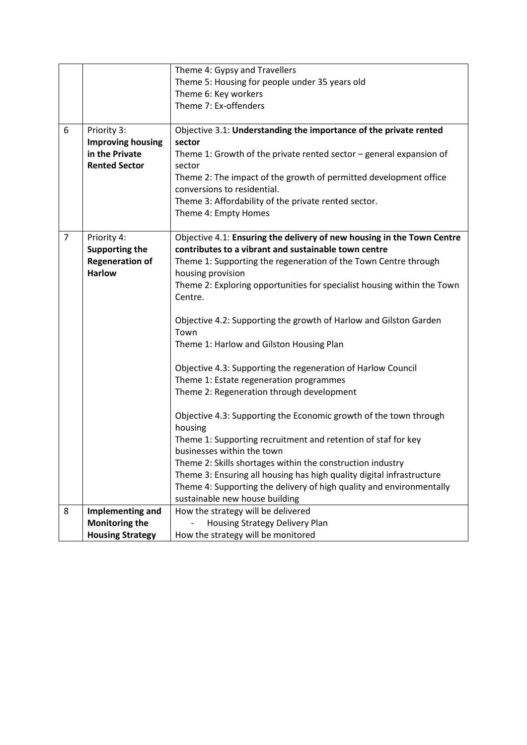| | | |
|---|---|---|
| | | Theme 4: Gypsy and Travellers<br>Theme 5: Housing for people under 35 years old<br>Theme 6: Key workers<br>Theme 7: Ex-offenders |
| 6 | Priority 3: **Improving housing in the Private Rented Sector** | Objective 3.1: **Understanding the importance of the private rented sector**<br>Theme 1: Growth of the private rented sector – general expansion of sector<br>Theme 2: The impact of the growth of permitted development office conversions to residential.<br>Theme 3: Affordability of the private rented sector.<br>Theme 4: Empty Homes |
| 7 | Priority 4: **Supporting the Regeneration of Harlow** | Objective 4.1: **Ensuring the delivery of new housing in the Town Centre contributes to a vibrant and sustainable town centre**<br>Theme 1: Supporting the regeneration of the Town Centre through housing provision<br>Theme 2: Exploring opportunities for specialist housing within the Town Centre.<br><br>Objective 4.2: Supporting the growth of Harlow and Gilston Garden Town<br>Theme 1: Harlow and Gilston Housing Plan<br><br>Objective 4.3: Supporting the regeneration of Harlow Council<br>Theme 1: Estate regeneration programmes<br>Theme 2: Regeneration through development<br><br>Objective 4.3: Supporting the Economic growth of the town through housing<br>Theme 1: Supporting recruitment and retention of staf for key businesses within the town<br>Theme 2: Skills shortages within the construction industry<br>Theme 3: Ensuring all housing has high quality digital infrastructure<br>Theme 4: Supporting the delivery of high quality and environmentally sustainable new house building |
| 8 | **Implementing and Monitoring the Housing Strategy** | How the strategy will be delivered<br>- Housing Strategy Delivery Plan<br>How the strategy will be monitored |